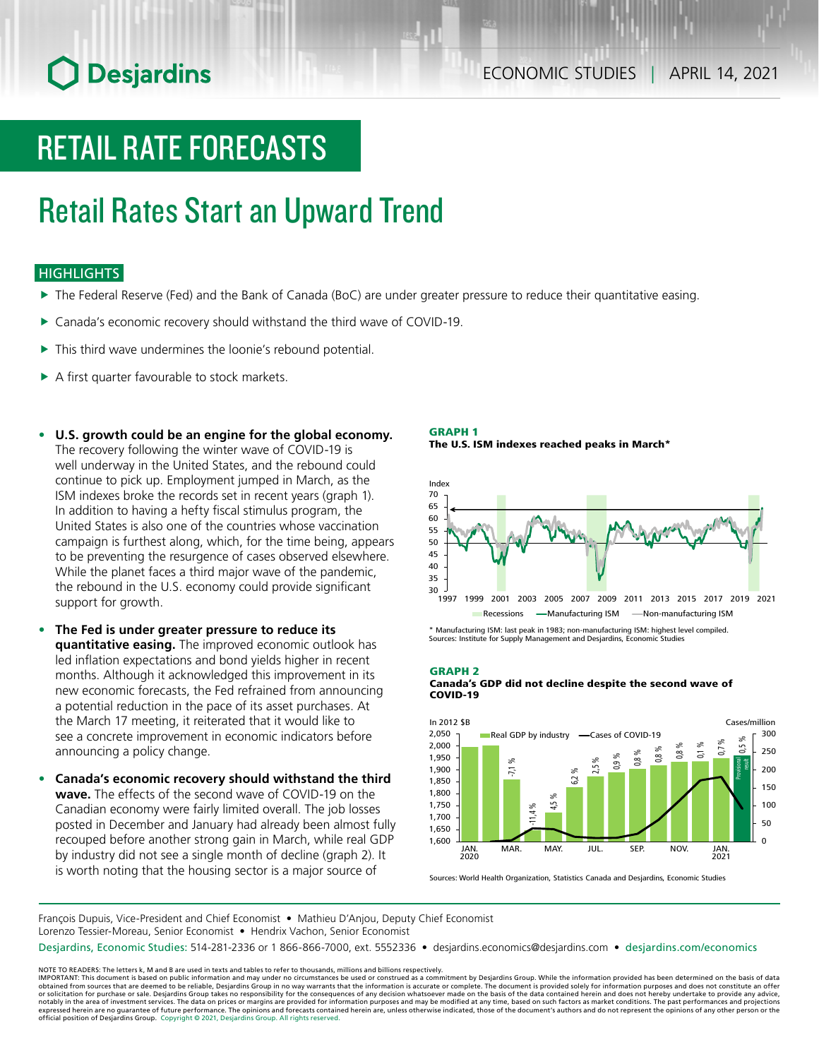# RETAIL RATE FORECASTS

## Retail Rates Start an Upward Trend

### HIGHLIGHTS

- The Federal Reserve (Fed) and the Bank of Canada (BoC) are under greater pressure to reduce their quantitative easing.
- Canada's economic recovery should withstand the third wave of COVID-19.
- This third wave undermines the loonie's rebound potential.
- A first quarter favourable to stock markets.

- **U.S. growth could be an engine for the global economy.** The recovery following the winter wave of COVID-19 is well underway in the United States, and the rebound could continue to pick up. Employment jumped in March, as the ISM indexes broke the records set in recent years (graph 1). In addition to having a hefty fiscal stimulus program, the United States is also one of the countries whose vaccination campaign is furthest along, which, for the time being, appears to be preventing the resurgence of cases observed elsewhere. While the planet faces a third major wave of the pandemic, the rebound in the U.S. economy could provide significant support for growth.
- **The Fed is under greater pressure to reduce its quantitative easing.** The improved economic outlook has led inflation expectations and bond yields higher in recent months. Although it acknowledged this improvement in its new economic forecasts, the Fed refrained from announcing a potential reduction in the pace of its asset purchases. At the March 17 meeting, it reiterated that it would like to see a concrete improvement in economic indicators before announcing a policy change.
- **Canada's economic recovery should withstand the third wave.** The effects of the second wave of COVID-19 on the Canadian economy were fairly limited overall. The job losses posted in December and January had already been almost fully recouped before another strong gain in March, while real GDP by industry did not see a single month of decline (graph 2). It is worth noting that the housing sector is a major source of

**GRAPH 1**
**The U.S. ISM indexes reached peaks in March***

Index; 1997–2021; Recessions, Manufacturing ISM, Non-manufacturing ISM

* Manufacturing ISM: last peak in 1983; non-manufacturing ISM: highest level compiled.
Sources: Institute for Supply Management and Desjardins, Economic Studies

**GRAPH 2**
**Canada's GDP did not decline despite the second wave of COVID-19**

In 2012 $B; Cases/million; Real GDP by industry; Cases of COVID-19; Jan. 2020 – Jan. 2021

Monthly changes: -7.1 %, -11.4 %, 4.5 %, 6.2 %, 2.5 %, 0.9 %, 0.8 %, 0.8 %, 0.8 %, 0.1 %, 0.7 %, 0.5 % (provisional result)

Sources: World Health Organization, Statistics Canada and Desjardins, Economic Studies

François Dupuis, Vice-President and Chief Economist • Mathieu D'Anjou, Deputy Chief Economist
Lorenzo Tessier-Moreau, Senior Economist • Hendrix Vachon, Senior Economist

Desjardins, Economic Studies: 514-281-2336 or 1 866-866-7000, ext. 5552336 • desjardins.economics@desjardins.com • desjardins.com/economics

NOTE TO READERS: The letters k, M and B are used in texts and tables to refer to thousands, millions and billions respectively.
IMPORTANT: This document is based on public information and may under no circumstances be used or construed as a commitment by Desjardins Group. While the information provided has been determined on the basis of data obtained from sources that are deemed to be reliable, Desjardins Group in no way warrants that the information is accurate or complete. The document is provided solely for information purposes and does not constitute an offer or solicitation for purchase or sale. Desjardins Group takes no responsibility for the consequences of any decision whatsoever made on the basis of the data contained herein and does not hereby undertake to provide any advice, notably in the area of investment services. The data on prices or margins are provided for information purposes and may be modified at any time, based on such factors as market conditions. The past performances and projections expressed herein are no guarantee of future performance. The opinions and forecasts contained herein are, unless otherwise indicated, those of the document's authors and do not represent the opinions of any other person or the official position of Desjardins Group. Copyright © 2021, Desjardins Group. All rights reserved.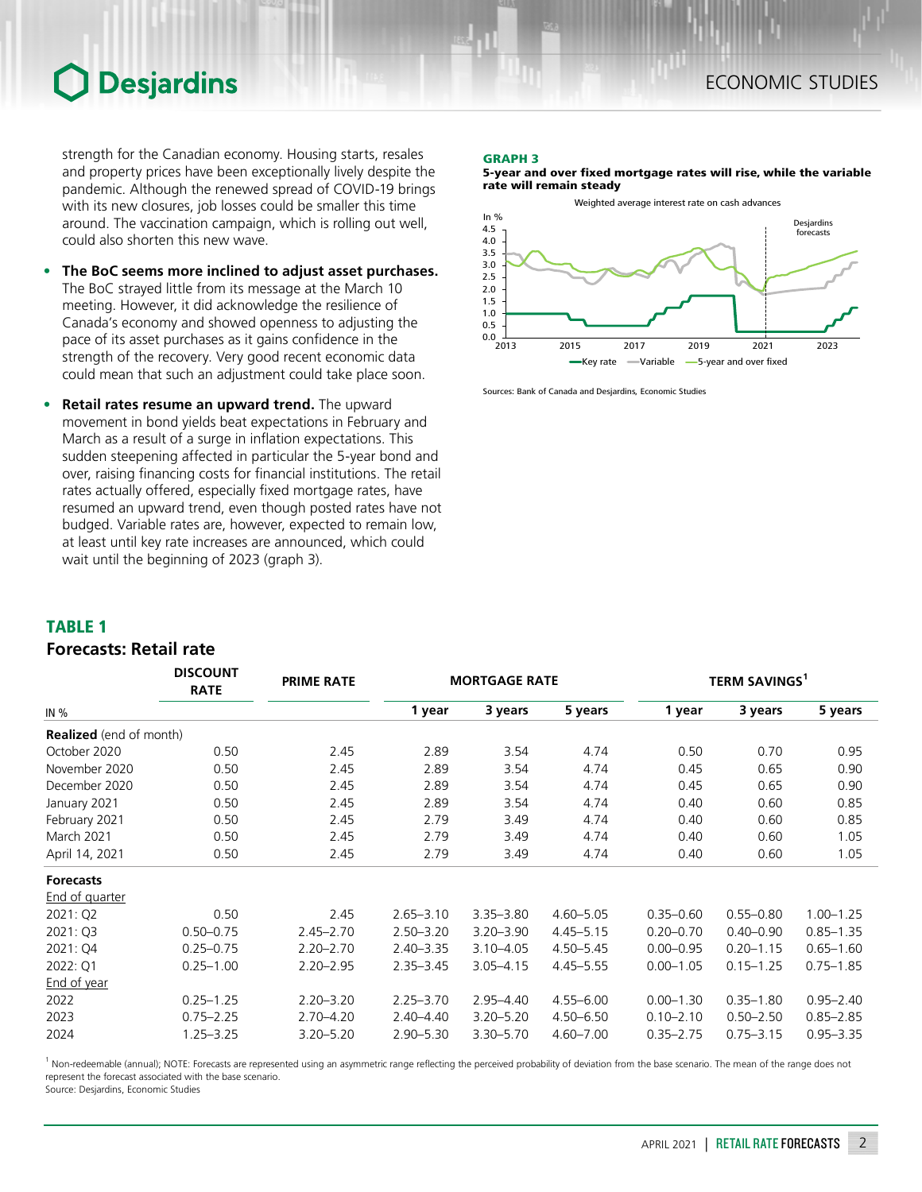strength for the Canadian economy. Housing starts, resales and property prices have been exceptionally lively despite the pandemic. Although the renewed spread of COVID-19 brings with its new closures, job losses could be smaller this time around. The vaccination campaign, which is rolling out well, could also shorten this new wave.

- **The BoC seems more inclined to adjust asset purchases.** The BoC strayed little from its message at the March 10 meeting. However, it did acknowledge the resilience of Canada's economy and showed openness to adjusting the pace of its asset purchases as it gains confidence in the strength of the recovery. Very good recent economic data could mean that such an adjustment could take place soon.
- **Retail rates resume an upward trend.** The upward movement in bond yields beat expectations in February and March as a result of a surge in inflation expectations. This sudden steepening affected in particular the 5-year bond and over, raising financing costs for financial institutions. The retail rates actually offered, especially fixed mortgage rates, have resumed an upward trend, even though posted rates have not budged. Variable rates are, however, expected to remain low, at least until key rate increases are announced, which could wait until the beginning of 2023 (graph 3).

**GRAPH 3**
**5-year and over fixed mortgage rates will rise, while the variable rate will remain steady**

Weighted average interest rate on cash advances

Sources: Bank of Canada and Desjardins, Economic Studies

## TABLE 1
## Forecasts: Retail rate

| IN % | DISCOUNT RATE | PRIME RATE | MORTGAGE RATE | | | TERM SAVINGS[1] | | |
|---|---|---|---|---|---|---|---|---|
| | | | 1 year | 3 years | 5 years | 1 year | 3 years | 5 years |
| **Realized** (end of month) | | | | | | | | |
| October 2020 | 0.50 | 2.45 | 2.89 | 3.54 | 4.74 | 0.50 | 0.70 | 0.95 |
| November 2020 | 0.50 | 2.45 | 2.89 | 3.54 | 4.74 | 0.45 | 0.65 | 0.90 |
| December 2020 | 0.50 | 2.45 | 2.89 | 3.54 | 4.74 | 0.45 | 0.65 | 0.90 |
| January 2021 | 0.50 | 2.45 | 2.89 | 3.54 | 4.74 | 0.40 | 0.60 | 0.85 |
| February 2021 | 0.50 | 2.45 | 2.79 | 3.49 | 4.74 | 0.40 | 0.60 | 0.85 |
| March 2021 | 0.50 | 2.45 | 2.79 | 3.49 | 4.74 | 0.40 | 0.60 | 1.05 |
| April 14, 2021 | 0.50 | 2.45 | 2.79 | 3.49 | 4.74 | 0.40 | 0.60 | 1.05 |
| **Forecasts** | | | | | | | | |
| End of quarter | | | | | | | | |
| 2021: Q2 | 0.50 | 2.45 | 2.65–3.10 | 3.35–3.80 | 4.60–5.05 | 0.35–0.60 | 0.55–0.80 | 1.00–1.25 |
| 2021: Q3 | 0.50–0.75 | 2.45–2.70 | 2.50–3.20 | 3.20–3.90 | 4.45–5.15 | 0.20–0.70 | 0.40–0.90 | 0.85–1.35 |
| 2021: Q4 | 0.25–0.75 | 2.20–2.70 | 2.40–3.35 | 3.10–4.05 | 4.50–5.45 | 0.00–0.95 | 0.20–1.15 | 0.65–1.60 |
| 2022: Q1 | 0.25–1.00 | 2.20–2.95 | 2.35–3.45 | 3.05–4.15 | 4.45–5.55 | 0.00–1.05 | 0.15–1.25 | 0.75–1.85 |
| End of year | | | | | | | | |
| 2022 | 0.25–1.25 | 2.20–3.20 | 2.25–3.70 | 2.95–4.40 | 4.55–6.00 | 0.00–1.30 | 0.35–1.80 | 0.95–2.40 |
| 2023 | 0.75–2.25 | 2.70–4.20 | 2.40–4.40 | 3.20–5.20 | 4.50–6.50 | 0.10–2.10 | 0.50–2.50 | 0.85–2.85 |
| 2024 | 1.25–3.25 | 3.20–5.20 | 2.90–5.30 | 3.30–5.70 | 4.60–7.00 | 0.35–2.75 | 0.75–3.15 | 0.95–3.35 |

[1] Non-redeemable (annual); NOTE: Forecasts are represented using an asymmetric range reflecting the perceived probability of deviation from the base scenario. The mean of the range does not represent the forecast associated with the base scenario.
Source: Desjardins, Economic Studies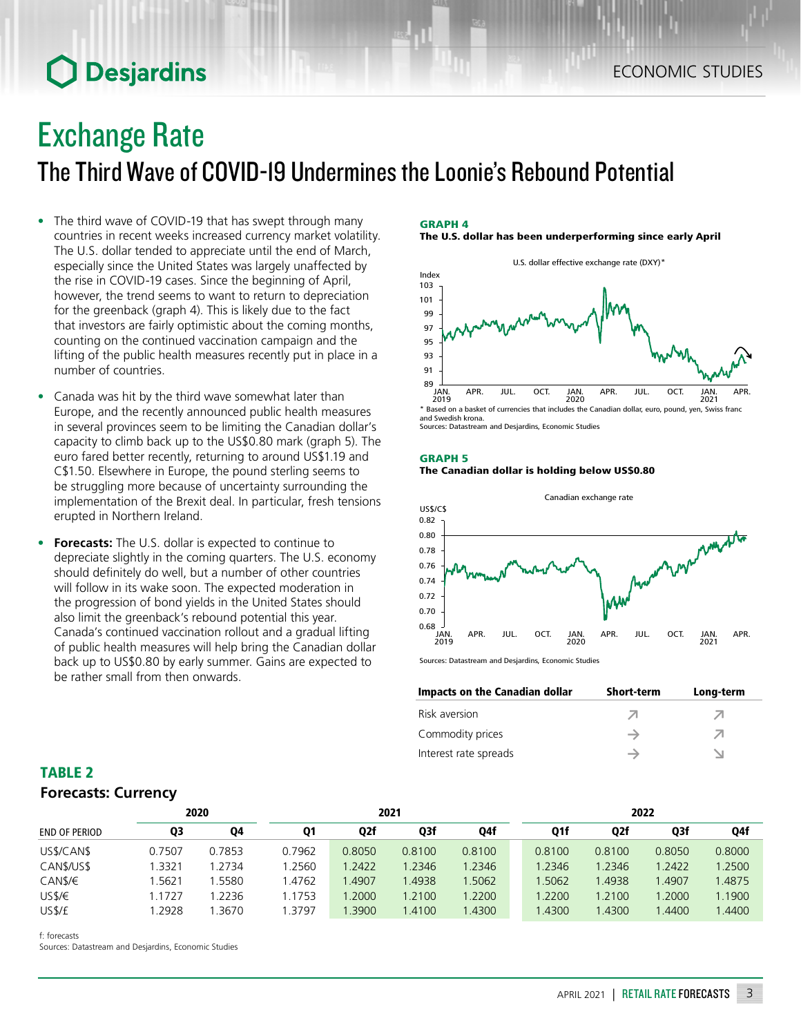# Exchange Rate

## The Third Wave of COVID-19 Undermines the Loonie's Rebound Potential

- The third wave of COVID-19 that has swept through many countries in recent weeks increased currency market volatility. The U.S. dollar tended to appreciate until the end of March, especially since the United States was largely unaffected by the rise in COVID-19 cases. Since the beginning of April, however, the trend seems to want to return to depreciation for the greenback (graph 4). This is likely due to the fact that investors are fairly optimistic about the coming months, counting on the continued vaccination campaign and the lifting of the public health measures recently put in place in a number of countries.
- Canada was hit by the third wave somewhat later than Europe, and the recently announced public health measures in several provinces seem to be limiting the Canadian dollar's capacity to climb back up to the US$0.80 mark (graph 5). The euro fared better recently, returning to around US$1.19 and C$1.50. Elsewhere in Europe, the pound sterling seems to be struggling more because of uncertainty surrounding the implementation of the Brexit deal. In particular, fresh tensions erupted in Northern Ireland.
- **Forecasts:** The U.S. dollar is expected to continue to depreciate slightly in the coming quarters. The U.S. economy should definitely do well, but a number of other countries will follow in its wake soon. The expected moderation in the progression of bond yields in the United States should also limit the greenback's rebound potential this year. Canada's continued vaccination rollout and a gradual lifting of public health measures will help bring the Canadian dollar back up to US$0.80 by early summer. Gains are expected to be rather small from then onwards.

**GRAPH 4**
**The U.S. dollar has been underperforming since early April**

U.S. dollar effective exchange rate (DXY)*

\* Based on a basket of currencies that includes the Canadian dollar, euro, pound, yen, Swiss franc and Swedish krona.
Sources: Datastream and Desjardins, Economic Studies

**GRAPH 5**
**The Canadian dollar is holding below US$0.80**

Canadian exchange rate

Sources: Datastream and Desjardins, Economic Studies

| Impacts on the Canadian dollar | Short-term | Long-term |
|---|---|---|
| Risk aversion | ↗ | ↗ |
| Commodity prices | → | ↗ |
| Interest rate spreads | → | ↘ |

**TABLE 2**
**Forecasts: Currency**

| | 2020 | | 2021 | | | | 2022 | | | |
|---|---|---|---|---|---|---|---|---|---|---|
| END OF PERIOD | Q3 | Q4 | Q1 | Q2f | Q3f | Q4f | Q1f | Q2f | Q3f | Q4f |
| US$/CAN$ | 0.7507 | 0.7853 | 0.7962 | 0.8050 | 0.8100 | 0.8100 | 0.8100 | 0.8100 | 0.8050 | 0.8000 |
| CAN$/US$ | 1.3321 | 1.2734 | 1.2560 | 1.2422 | 1.2346 | 1.2346 | 1.2346 | 1.2346 | 1.2422 | 1.2500 |
| CAN$/€ | 1.5621 | 1.5580 | 1.4762 | 1.4907 | 1.4938 | 1.5062 | 1.5062 | 1.4938 | 1.4907 | 1.4875 |
| US$/€ | 1.1727 | 1.2236 | 1.1753 | 1.2000 | 1.2100 | 1.2200 | 1.2200 | 1.2100 | 1.2000 | 1.1900 |
| US$/£ | 1.2928 | 1.3670 | 1.3797 | 1.3900 | 1.4100 | 1.4300 | 1.4300 | 1.4300 | 1.4400 | 1.4400 |

f: forecasts
Sources: Datastream and Desjardins, Economic Studies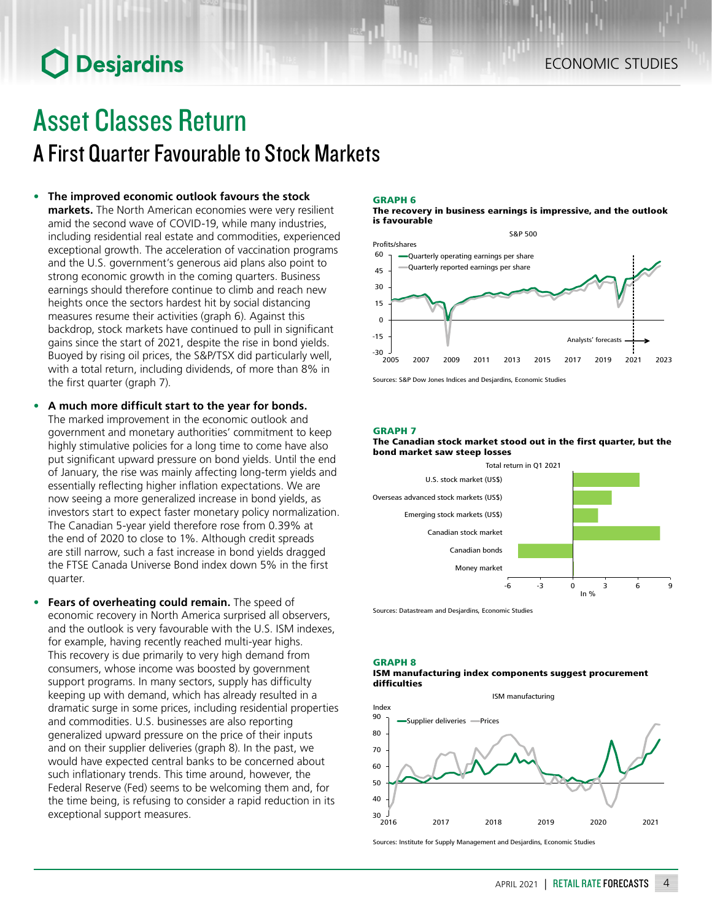# Asset Classes Return

## A First Quarter Favourable to Stock Markets

- **The improved economic outlook favours the stock markets.** The North American economies were very resilient amid the second wave of COVID-19, while many industries, including residential real estate and commodities, experienced exceptional growth. The acceleration of vaccination programs and the U.S. government's generous aid plans also point to strong economic growth in the coming quarters. Business earnings should therefore continue to climb and reach new heights once the sectors hardest hit by social distancing measures resume their activities (graph 6). Against this backdrop, stock markets have continued to pull in significant gains since the start of 2021, despite the rise in bond yields. Buoyed by rising oil prices, the S&P/TSX did particularly well, with a total return, including dividends, of more than 8% in the first quarter (graph 7).

- **A much more difficult start to the year for bonds.** The marked improvement in the economic outlook and government and monetary authorities' commitment to keep highly stimulative policies for a long time to come have also put significant upward pressure on bond yields. Until the end of January, the rise was mainly affecting long-term yields and essentially reflecting higher inflation expectations. We are now seeing a more generalized increase in bond yields, as investors start to expect faster monetary policy normalization. The Canadian 5-year yield therefore rose from 0.39% at the end of 2020 to close to 1%. Although credit spreads are still narrow, such a fast increase in bond yields dragged the FTSE Canada Universe Bond index down 5% in the first quarter.

- **Fears of overheating could remain.** The speed of economic recovery in North America surprised all observers, and the outlook is very favourable with the U.S. ISM indexes, for example, having recently reached multi-year highs. This recovery is due primarily to very high demand from consumers, whose income was boosted by government support programs. In many sectors, supply has difficulty keeping up with demand, which has already resulted in a dramatic surge in some prices, including residential properties and commodities. U.S. businesses are also reporting generalized upward pressure on the price of their inputs and on their supplier deliveries (graph 8). In the past, we would have expected central banks to be concerned about such inflationary trends. This time around, however, the Federal Reserve (Fed) seems to be welcoming them and, for the time being, is refusing to consider a rapid reduction in its exceptional support measures.

**GRAPH 6**
**The recovery in business earnings is impressive, and the outlook is favourable**

S&P 500 — Profits/shares: Quarterly operating earnings per share; Quarterly reported earnings per share (2005–2023, analysts' forecasts from 2021)

Sources: S&P Dow Jones Indices and Desjardins, Economic Studies

**GRAPH 7**
**The Canadian stock market stood out in the first quarter, but the bond market saw steep losses**

Total return in Q1 2021 (In %): U.S. stock market (US$); Overseas advanced stock markets (US$); Emerging stock markets (US$); Canadian stock market; Canadian bonds; Money market

Sources: Datastream and Desjardins, Economic Studies

**GRAPH 8**
**ISM manufacturing index components suggest procurement difficulties**

ISM manufacturing — Index: Supplier deliveries; Prices (2016–2021)

Sources: Institute for Supply Management and Desjardins, Economic Studies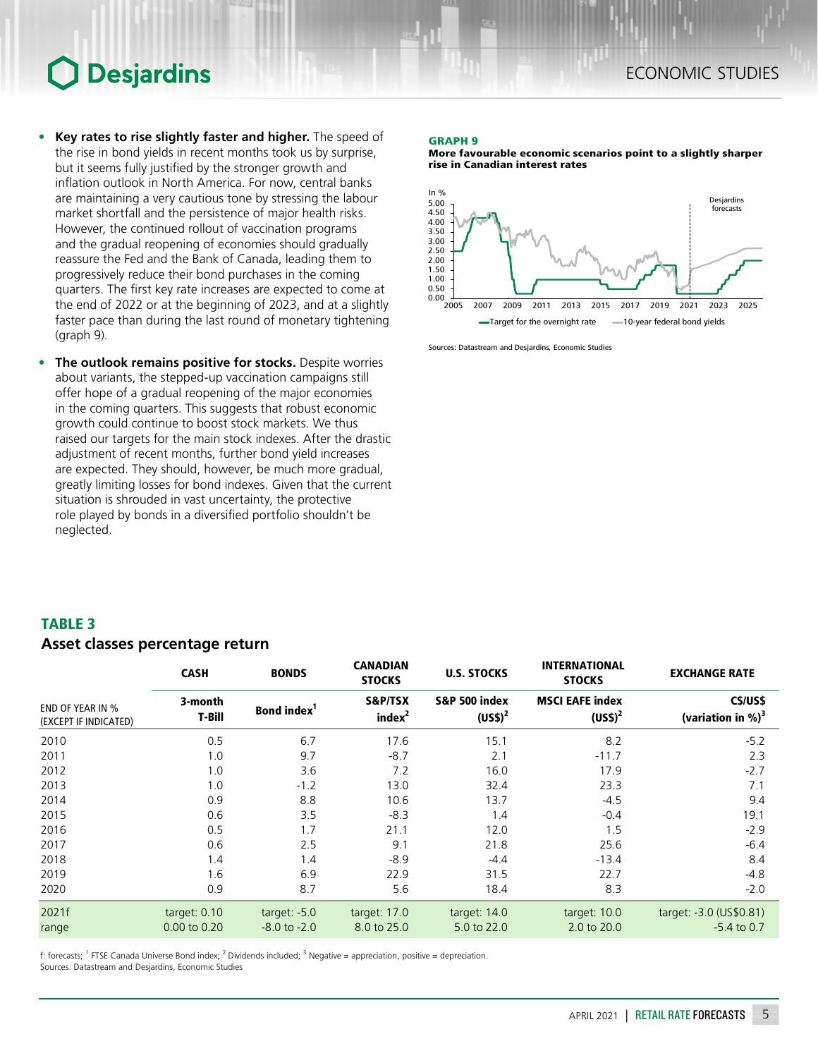- **Key rates to rise slightly faster and higher.** The speed of the rise in bond yields in recent months took us by surprise, but it seems fully justified by the stronger growth and inflation outlook in North America. For now, central banks are maintaining a very cautious tone by stressing the labour market shortfall and the persistence of major health risks. However, the continued rollout of vaccination programs and the gradual reopening of economies should gradually reassure the Fed and the Bank of Canada, leading them to progressively reduce their bond purchases in the coming quarters. The first key rate increases are expected to come at the end of 2022 or at the beginning of 2023, and at a slightly faster pace than during the last round of monetary tightening (graph 9).
- **The outlook remains positive for stocks.** Despite worries about variants, the stepped-up vaccination campaigns still offer hope of a gradual reopening of the major economies in the coming quarters. This suggests that robust economic growth could continue to boost stock markets. We thus raised our targets for the main stock indexes. After the drastic adjustment of recent months, further bond yield increases are expected. They should, however, be much more gradual, greatly limiting losses for bond indexes. Given that the current situation is shrouded in vast uncertainty, the protective role played by bonds in a diversified portfolio shouldn't be neglected.

**GRAPH 9**
**More favourable economic scenarios point to a slightly sharper rise in Canadian interest rates**

In %
5.00
4.50
4.00
3.50
3.00
2.50
2.00
1.50
1.00
0.50
0.00
2005 2007 2009 2011 2013 2015 2017 2019 2021 2023 2025
Desjardins forecasts
Target for the overnight rate
10-year federal bond yields

Sources: Datastream and Desjardins, Economic Studies

## TABLE 3
### Asset classes percentage return

| | CASH | BONDS | CANADIAN STOCKS | U.S. STOCKS | INTERNATIONAL STOCKS | EXCHANGE RATE |
|---|---|---|---|---|---|---|
| END OF YEAR IN % (EXCEPT IF INDICATED) | 3-month T-Bill | Bond index[1] | S&P/TSX index[2] | S&P 500 index (US$)[2] | MSCI EAFE index (US$)[2] | C$/US$ (variation in %)[3] |
| 2010 | 0.5 | 6.7 | 17.6 | 15.1 | 8.2 | -5.2 |
| 2011 | 1.0 | 9.7 | -8.7 | 2.1 | -11.7 | 2.3 |
| 2012 | 1.0 | 3.6 | 7.2 | 16.0 | 17.9 | -2.7 |
| 2013 | 1.0 | -1.2 | 13.0 | 32.4 | 23.3 | 7.1 |
| 2014 | 0.9 | 8.8 | 10.6 | 13.7 | -4.5 | 9.4 |
| 2015 | 0.6 | 3.5 | -8.3 | 1.4 | -0.4 | 19.1 |
| 2016 | 0.5 | 1.7 | 21.1 | 12.0 | 1.5 | -2.9 |
| 2017 | 0.6 | 2.5 | 9.1 | 21.8 | 25.6 | -6.4 |
| 2018 | 1.4 | 1.4 | -8.9 | -4.4 | -13.4 | 8.4 |
| 2019 | 1.6 | 6.9 | 22.9 | 31.5 | 22.7 | -4.8 |
| 2020 | 0.9 | 8.7 | 5.6 | 18.4 | 8.3 | -2.0 |
| 2021f | target: 0.10 | target: -5.0 | target: 17.0 | target: 14.0 | target: 10.0 | target: -3.0 (US$0.81) |
| range | 0.00 to 0.20 | -8.0 to -2.0 | 8.0 to 25.0 | 5.0 to 22.0 | 2.0 to 20.0 | -5.4 to 0.7 |

f: forecasts; [1] FTSE Canada Universe Bond index; [2] Dividends included; [3] Negative = appreciation, positive = depreciation.
Sources: Datastream and Desjardins, Economic Studies